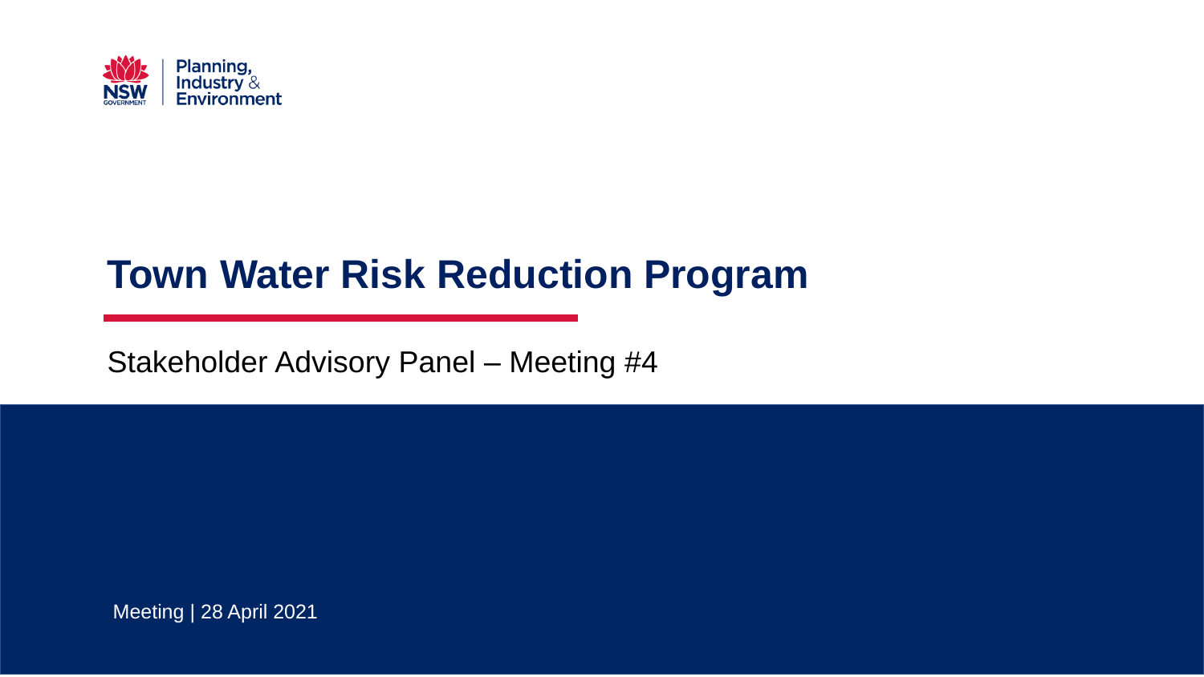Planning, Industry & Environment

# Town Water Risk Reduction Program

Stakeholder Advisory Panel – Meeting #4

Meeting | 28 April 2021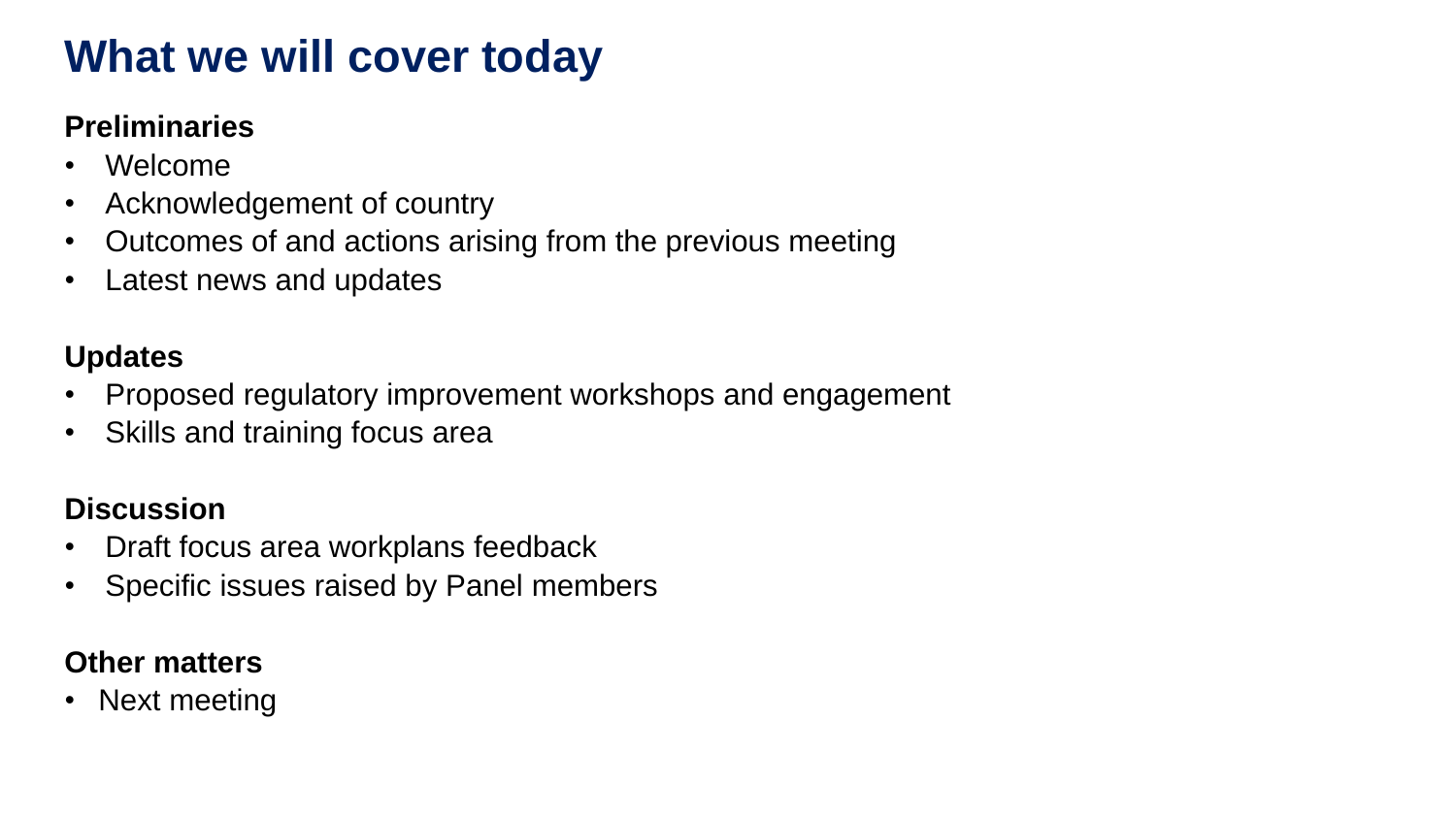# What we will cover today

**Preliminaries**

- Welcome
- Acknowledgement of country
- Outcomes of and actions arising from the previous meeting
- Latest news and updates

**Updates**

- Proposed regulatory improvement workshops and engagement
- Skills and training focus area

**Discussion**

- Draft focus area workplans feedback
- Specific issues raised by Panel members

**Other matters**

- Next meeting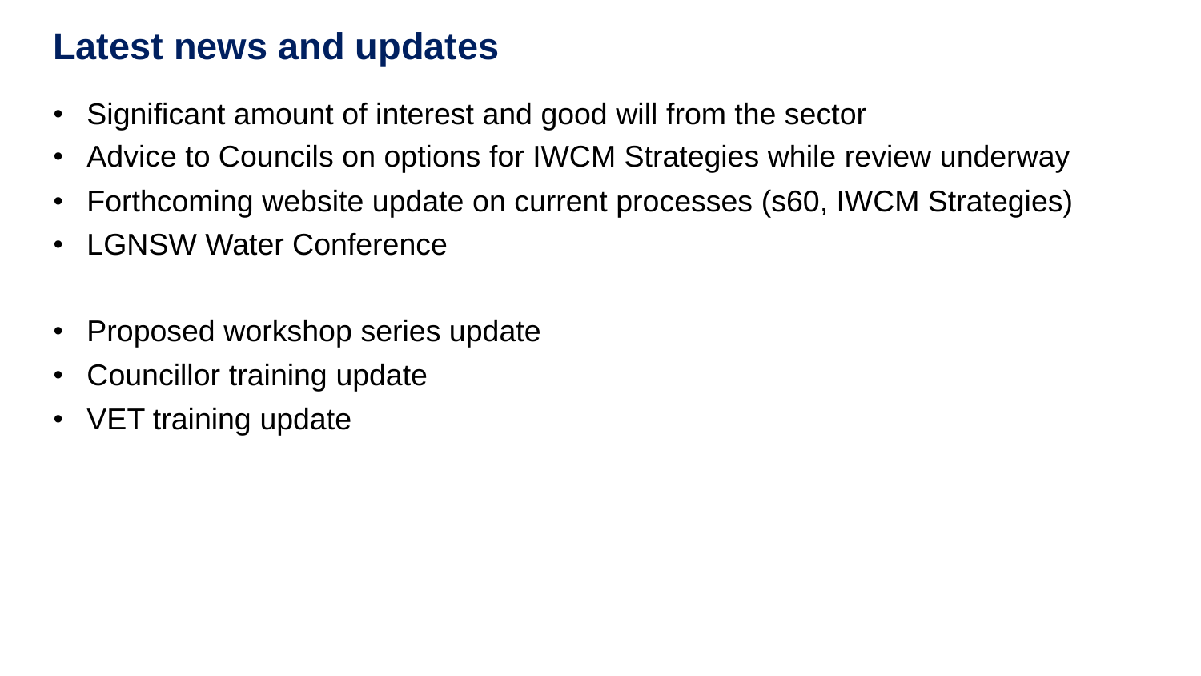# Latest news and updates

- Significant amount of interest and good will from the sector
- Advice to Councils on options for IWCM Strategies while review underway
- Forthcoming website update on current processes (s60, IWCM Strategies)
- LGNSW Water Conference

- Proposed workshop series update
- Councillor training update
- VET training update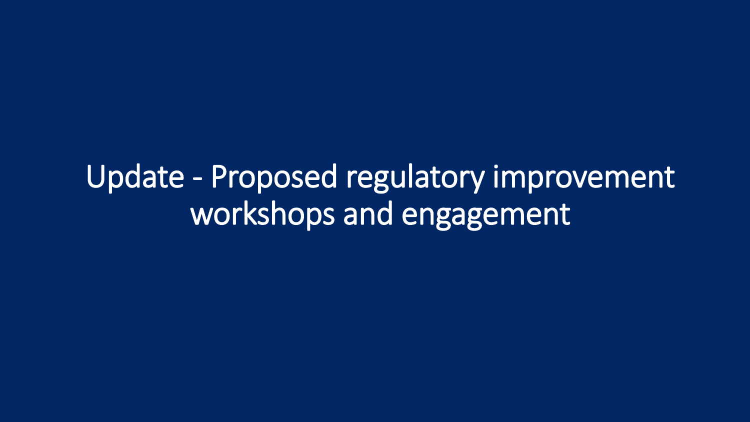# Update - Proposed regulatory improvement workshops and engagement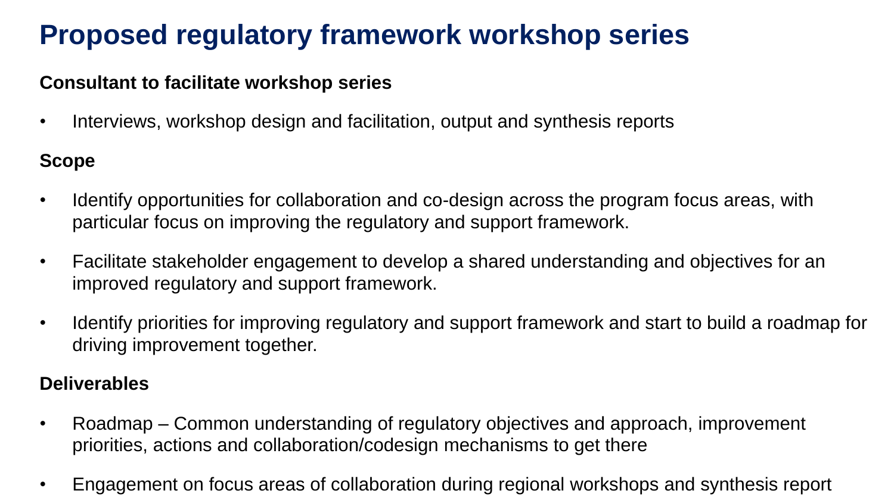# Proposed regulatory framework workshop series

**Consultant to facilitate workshop series**

- Interviews, workshop design and facilitation, output and synthesis reports

**Scope**

- Identify opportunities for collaboration and co-design across the program focus areas, with particular focus on improving the regulatory and support framework.
- Facilitate stakeholder engagement to develop a shared understanding and objectives for an improved regulatory and support framework.
- Identify priorities for improving regulatory and support framework and start to build a roadmap for driving improvement together.

**Deliverables**

- Roadmap – Common understanding of regulatory objectives and approach, improvement priorities, actions and collaboration/codesign mechanisms to get there
- Engagement on focus areas of collaboration during regional workshops and synthesis report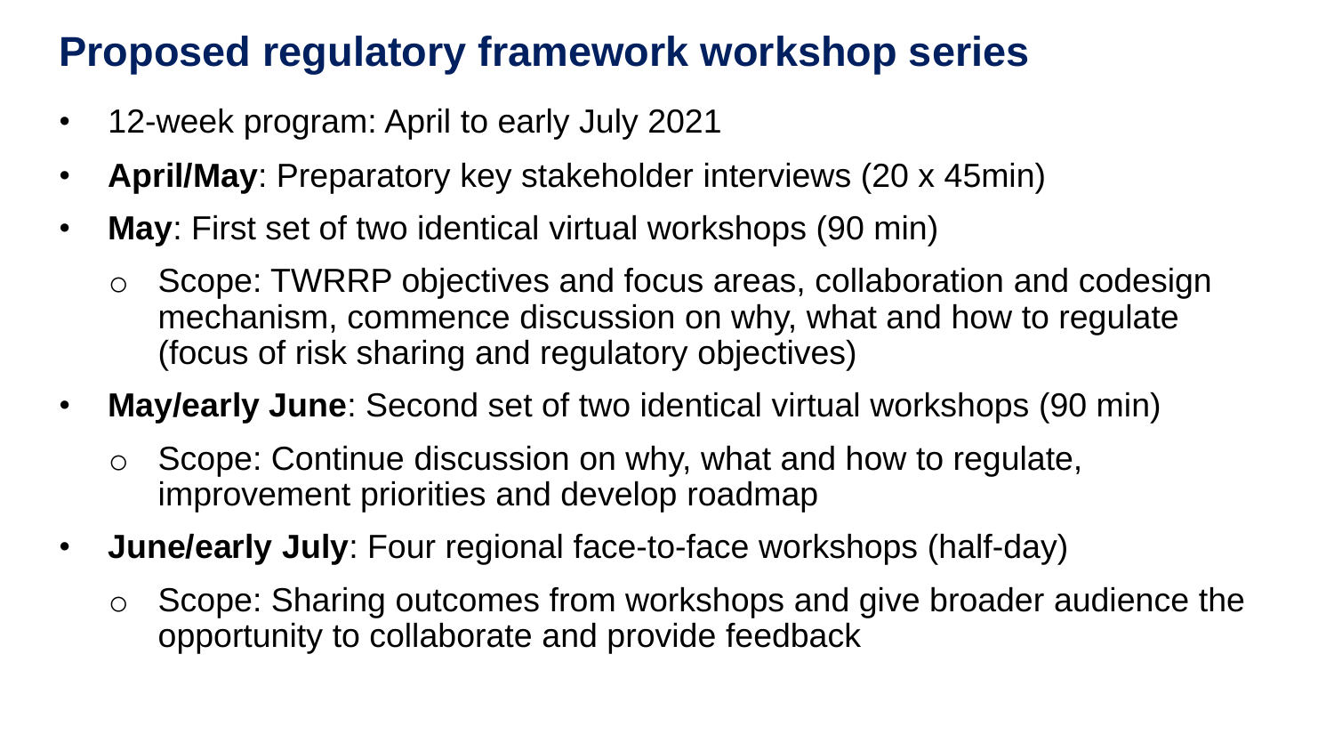# Proposed regulatory framework workshop series

- 12-week program: April to early July 2021
- **April/May**: Preparatory key stakeholder interviews (20 x 45min)
- **May**: First set of two identical virtual workshops (90 min)
  - Scope: TWRRP objectives and focus areas, collaboration and codesign mechanism, commence discussion on why, what and how to regulate (focus of risk sharing and regulatory objectives)
- **May/early June**: Second set of two identical virtual workshops (90 min)
  - Scope: Continue discussion on why, what and how to regulate, improvement priorities and develop roadmap
- **June/early July**: Four regional face-to-face workshops (half-day)
  - Scope: Sharing outcomes from workshops and give broader audience the opportunity to collaborate and provide feedback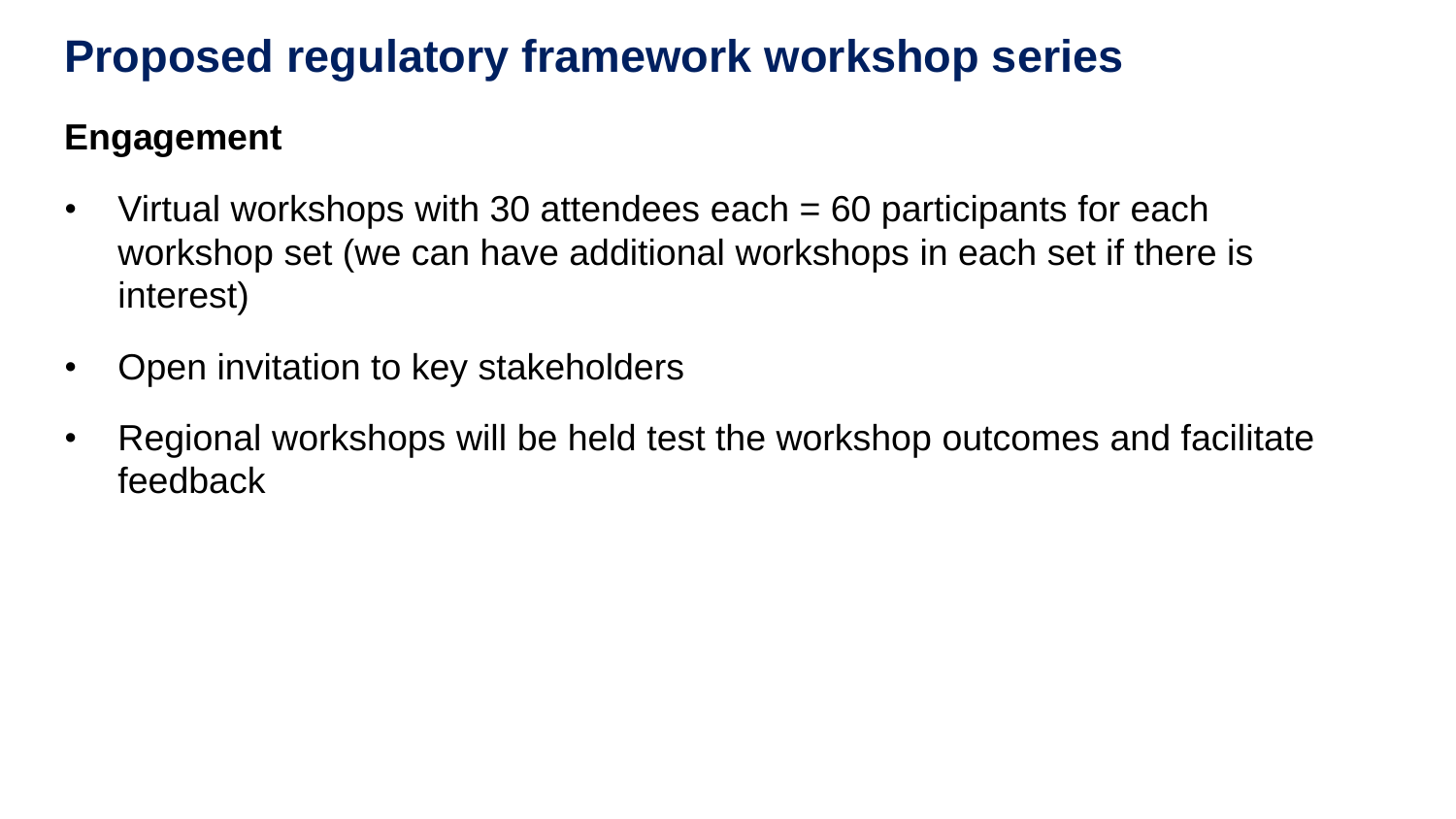# Proposed regulatory framework workshop series

## Engagement

- Virtual workshops with 30 attendees each = 60 participants for each workshop set (we can have additional workshops in each set if there is interest)
- Open invitation to key stakeholders
- Regional workshops will be held test the workshop outcomes and facilitate feedback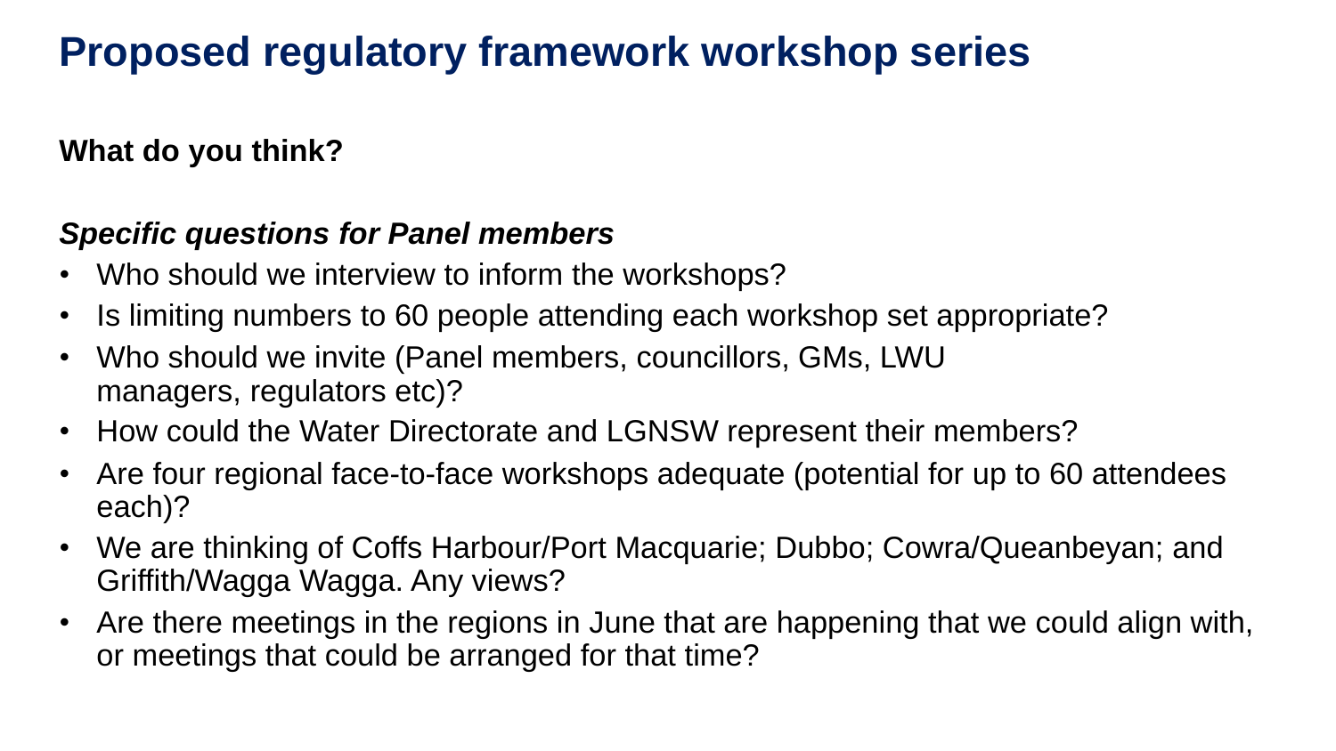# Proposed regulatory framework workshop series

**What do you think?**

***Specific questions for Panel members***

- Who should we interview to inform the workshops?
- Is limiting numbers to 60 people attending each workshop set appropriate?
- Who should we invite (Panel members, councillors, GMs, LWU managers, regulators etc)?
- How could the Water Directorate and LGNSW represent their members?
- Are four regional face-to-face workshops adequate (potential for up to 60 attendees each)?
- We are thinking of Coffs Harbour/Port Macquarie; Dubbo; Cowra/Queanbeyan; and Griffith/Wagga Wagga. Any views?
- Are there meetings in the regions in June that are happening that we could align with, or meetings that could be arranged for that time?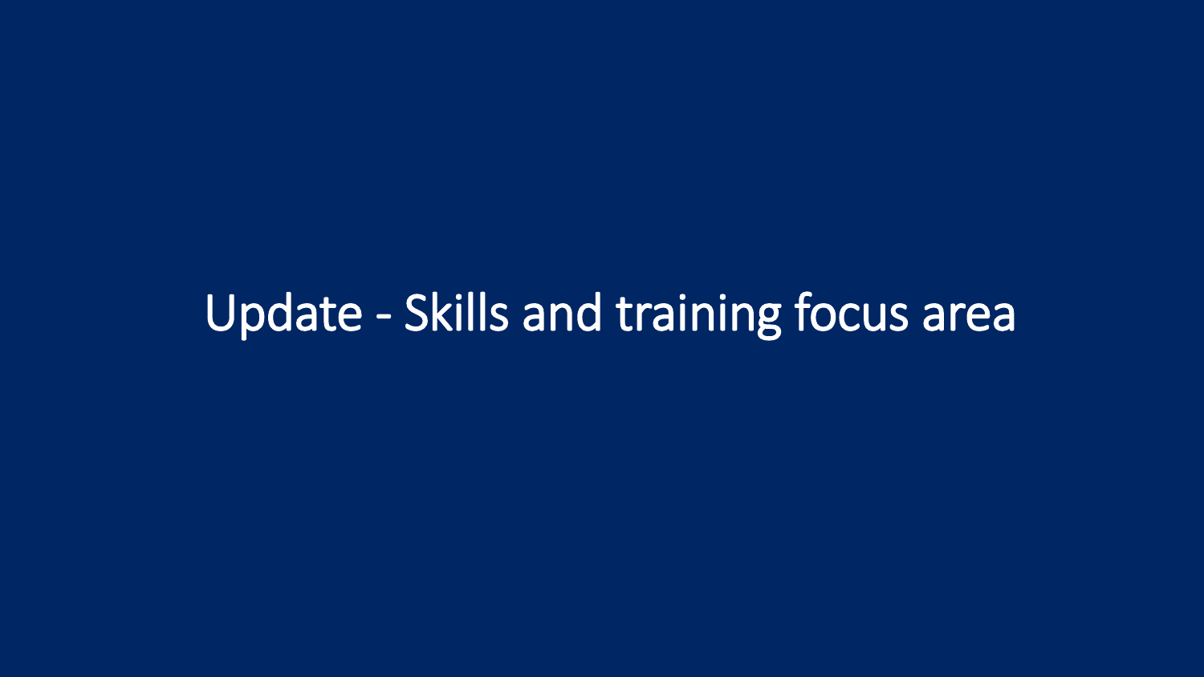# Update - Skills and training focus area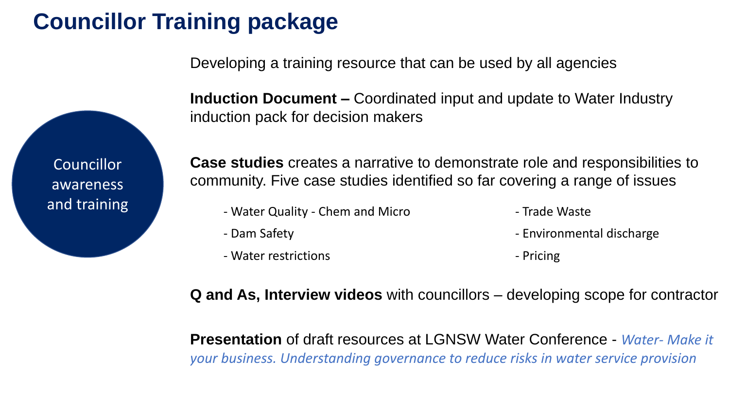# Councillor Training package

Councillor awareness and training

Developing a training resource that can be used by all agencies

**Induction Document –** Coordinated input and update to Water Industry induction pack for decision makers

**Case studies** creates a narrative to demonstrate role and responsibilities to community. Five case studies identified so far covering a range of issues

- Water Quality - Chem and Micro
- Dam Safety
- Water restrictions
- Trade Waste
- Environmental discharge
- Pricing

**Q and As, Interview videos** with councillors – developing scope for contractor

**Presentation** of draft resources at LGNSW Water Conference - *Water- Make it your business. Understanding governance to reduce risks in water service provision*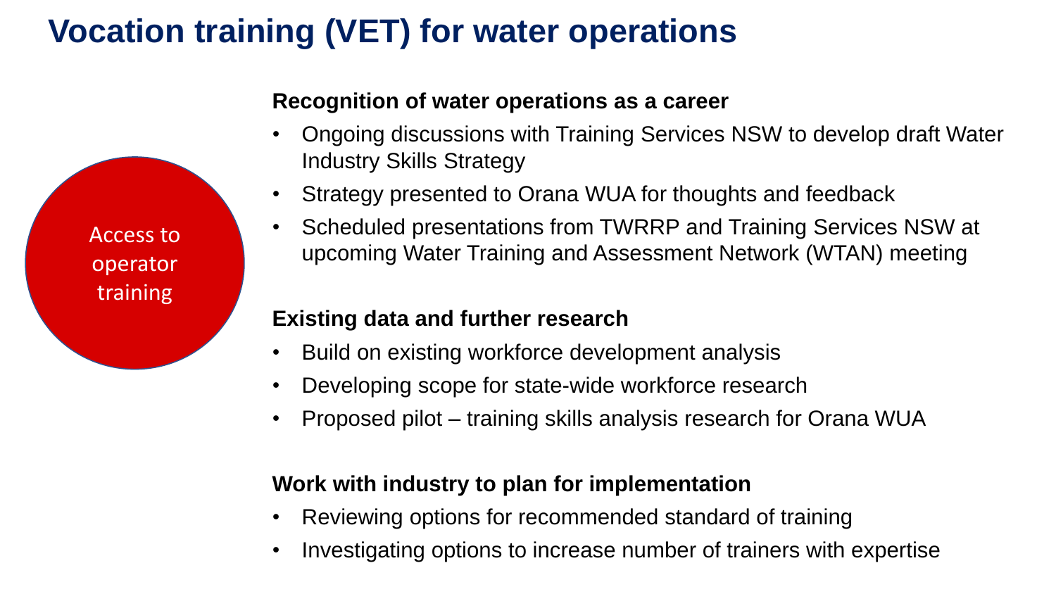# Vocation training (VET) for water operations

Access to operator training

**Recognition of water operations as a career**

- Ongoing discussions with Training Services NSW to develop draft Water Industry Skills Strategy
- Strategy presented to Orana WUA for thoughts and feedback
- Scheduled presentations from TWRRP and Training Services NSW at upcoming Water Training and Assessment Network (WTAN) meeting

**Existing data and further research**

- Build on existing workforce development analysis
- Developing scope for state-wide workforce research
- Proposed pilot – training skills analysis research for Orana WUA

**Work with industry to plan for implementation**

- Reviewing options for recommended standard of training
- Investigating options to increase number of trainers with expertise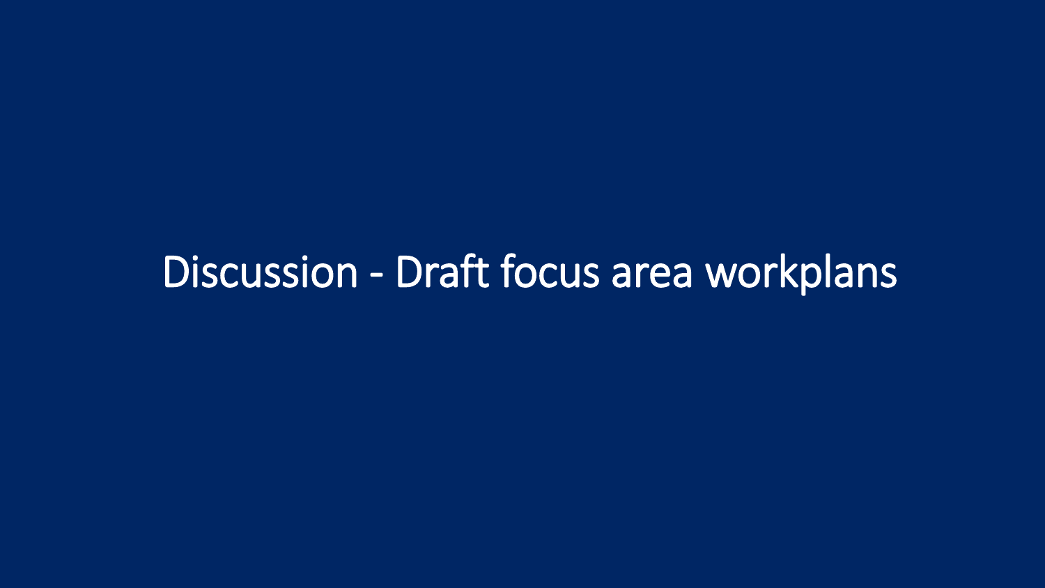# Discussion - Draft focus area workplans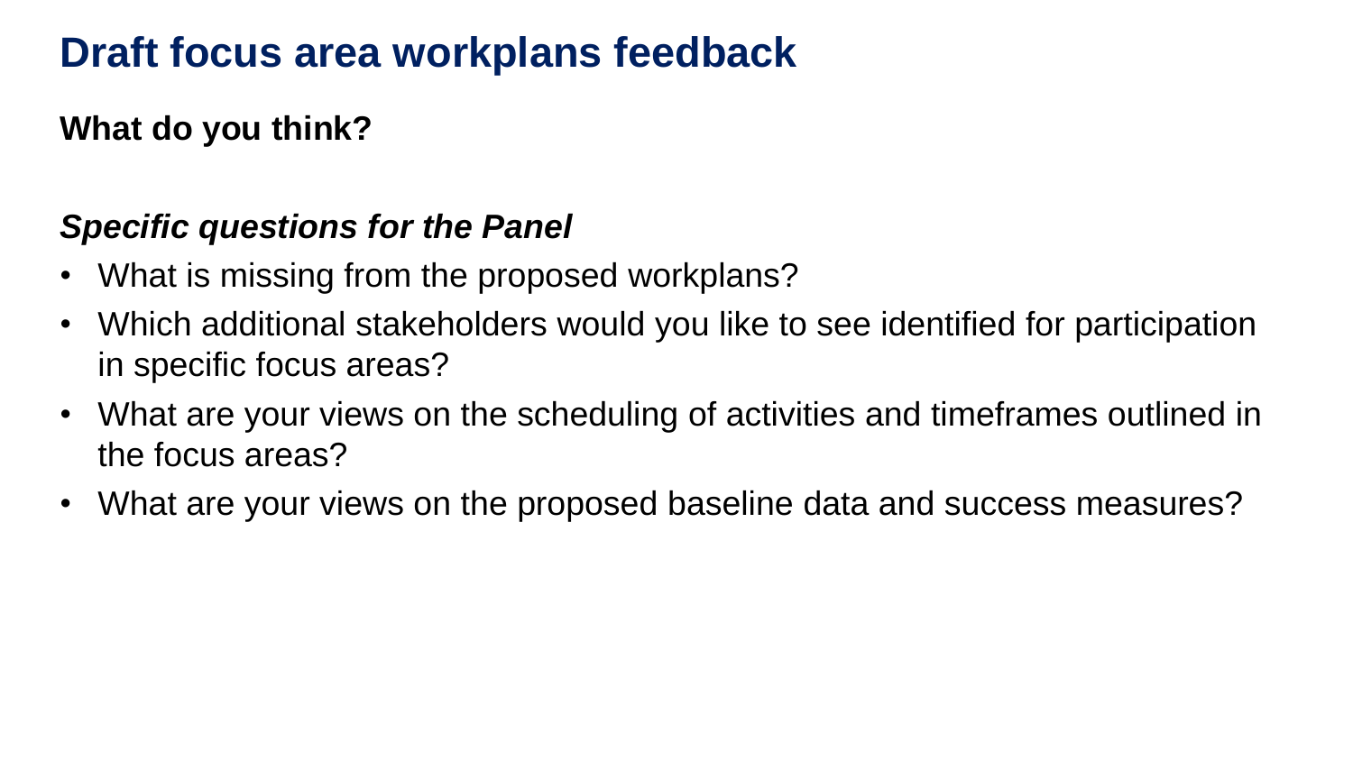# Draft focus area workplans feedback

**What do you think?**

***Specific questions for the Panel***

- What is missing from the proposed workplans?
- Which additional stakeholders would you like to see identified for participation in specific focus areas?
- What are your views on the scheduling of activities and timeframes outlined in the focus areas?
- What are your views on the proposed baseline data and success measures?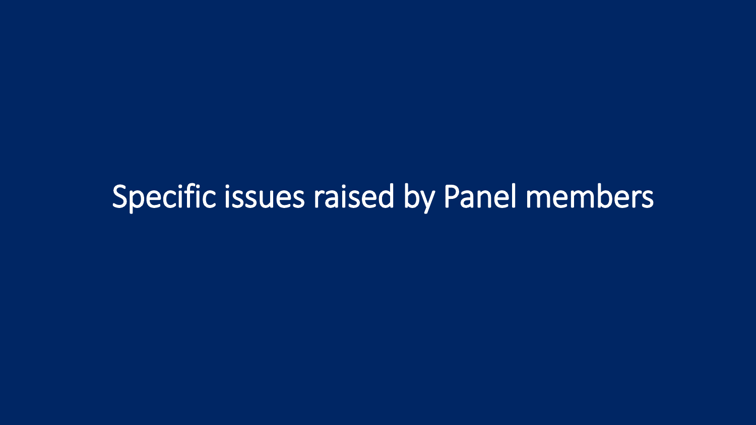# Specific issues raised by Panel members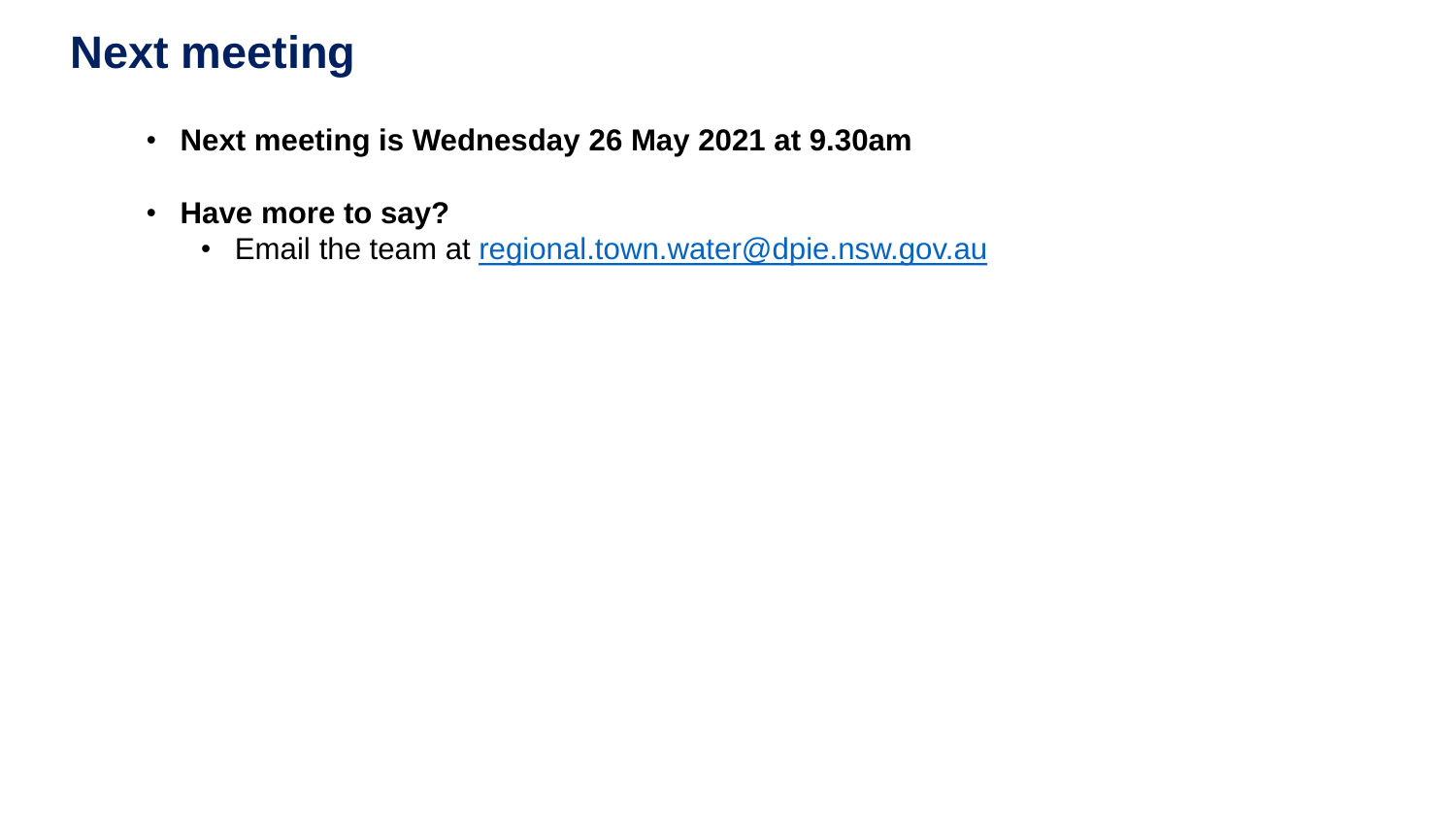# Next meeting

- **Next meeting is Wednesday 26 May 2021 at 9.30am**

- **Have more to say?**
  - Email the team at [regional.town.water@dpie.nsw.gov.au](mailto:regional.town.water@dpie.nsw.gov.au)